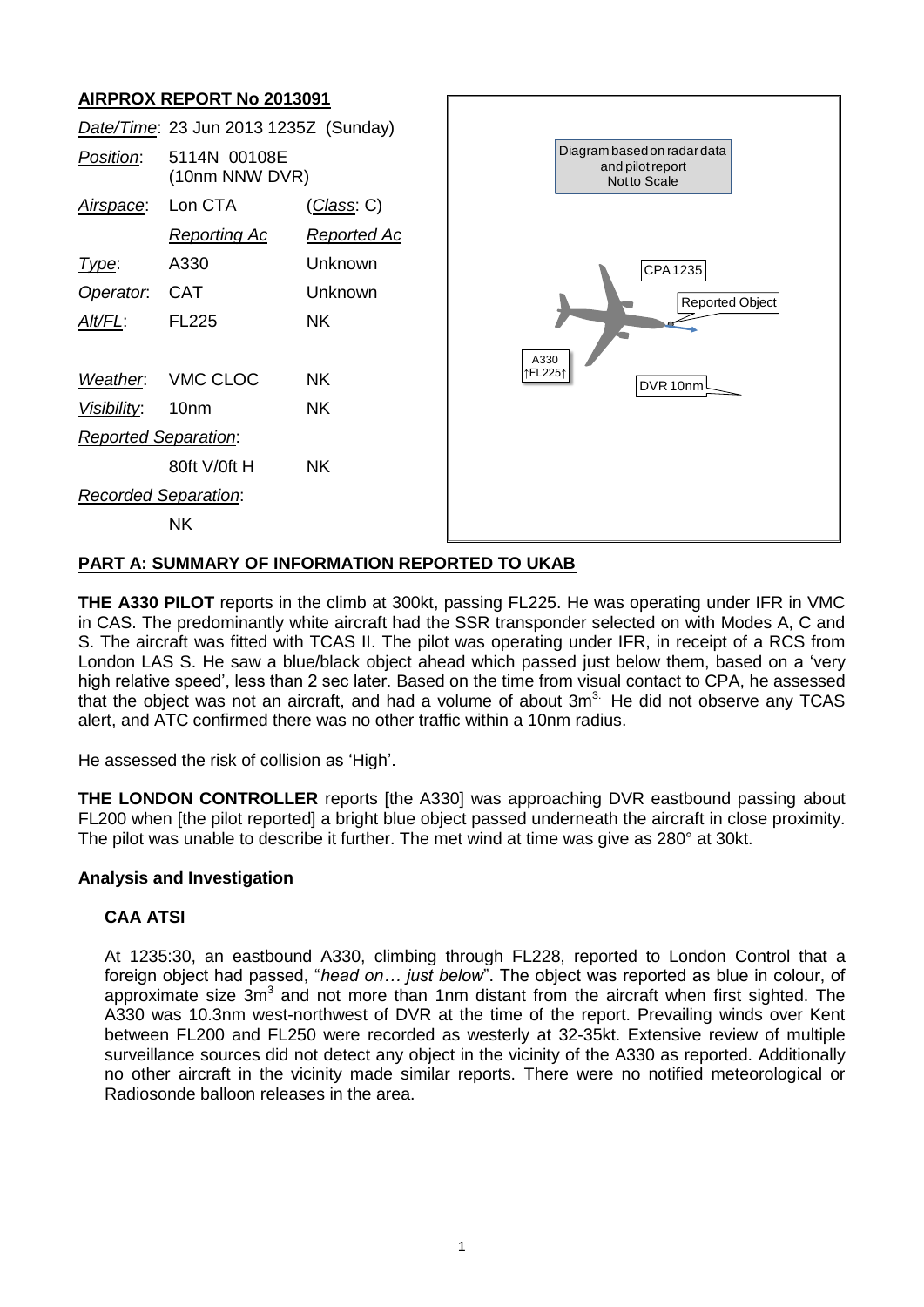## AIRPROX REPORT No 2013091

| | | |
|---|---|---|
| *Date/Time*: | 23 Jun 2013 1235Z (Sunday) | |
| *Position*: | 5114N 00108E (10nm NNW DVR) | |
| *Airspace*: | Lon CTA | (*Class*: C) |
| | *Reporting Ac* | *Reported Ac* |
| *Type*: | A330 | Unknown |
| *Operator*: | CAT | Unknown |
| *Alt/FL*: | FL225 | NK |
| *Weather*: | VMC CLOC | NK |
| *Visibility*: | 10nm | NK |
| *Reported Separation*: | | |
| | 80ft V/0ft H | NK |
| *Recorded Separation*: | | |
| | NK | |

Diagram based on radar data and pilot report Not to Scale

CPA 1235

Reported Object

A330 ↑FL225↑

DVR 10nm

## PART A: SUMMARY OF INFORMATION REPORTED TO UKAB

**THE A330 PILOT** reports in the climb at 300kt, passing FL225. He was operating under IFR in VMC in CAS. The predominantly white aircraft had the SSR transponder selected on with Modes A, C and S. The aircraft was fitted with TCAS II. The pilot was operating under IFR, in receipt of a RCS from London LAS S. He saw a blue/black object ahead which passed just below them, based on a 'very high relative speed', less than 2 sec later. Based on the time from visual contact to CPA, he assessed that the object was not an aircraft, and had a volume of about $3m^3$. He did not observe any TCAS alert, and ATC confirmed there was no other traffic within a 10nm radius.

He assessed the risk of collision as 'High'.

**THE LONDON CONTROLLER** reports [the A330] was approaching DVR eastbound passing about FL200 when [the pilot reported] a bright blue object passed underneath the aircraft in close proximity. The pilot was unable to describe it further. The met wind at time was give as 280° at 30kt.

### Analysis and Investigation

#### CAA ATSI

At 1235:30, an eastbound A330, climbing through FL228, reported to London Control that a foreign object had passed, "*head on… just below*". The object was reported as blue in colour, of approximate size $3m^3$ and not more than 1nm distant from the aircraft when first sighted. The A330 was 10.3nm west-northwest of DVR at the time of the report. Prevailing winds over Kent between FL200 and FL250 were recorded as westerly at 32-35kt. Extensive review of multiple surveillance sources did not detect any object in the vicinity of the A330 as reported. Additionally no other aircraft in the vicinity made similar reports. There were no notified meteorological or Radiosonde balloon releases in the area.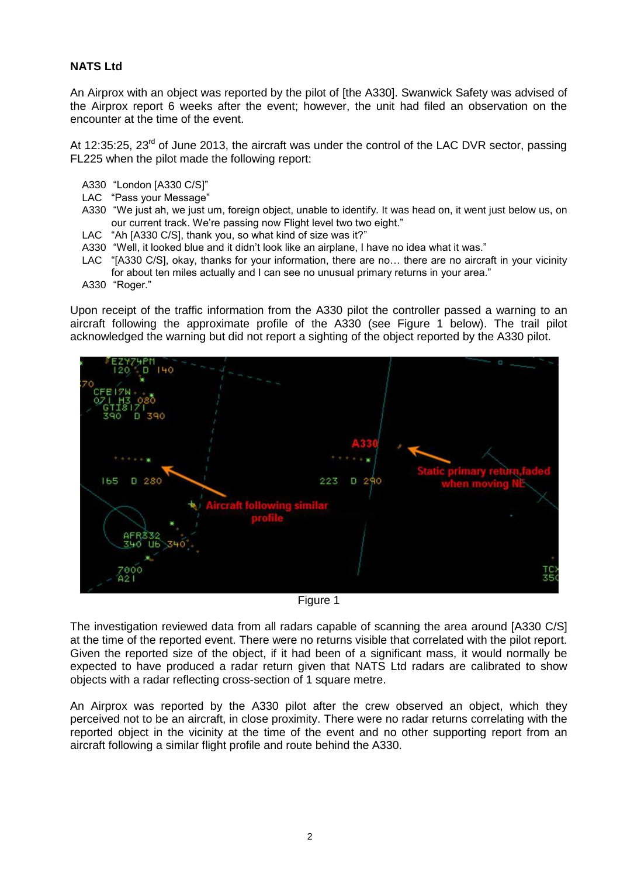**NATS Ltd**

An Airprox with an object was reported by the pilot of [the A330]. Swanwick Safety was advised of the Airprox report 6 weeks after the event; however, the unit had filed an observation on the encounter at the time of the event.

At 12:35:25, 23rd of June 2013, the aircraft was under the control of the LAC DVR sector, passing FL225 when the pilot made the following report:

A330 "London [A330 C/S]"
LAC "Pass your Message"
A330 "We just ah, we just um, foreign object, unable to identify. It was head on, it went just below us, on our current track. We're passing now Flight level two two eight."
LAC "Ah [A330 C/S], thank you, so what kind of size was it?"
A330 "Well, it looked blue and it didn't look like an airplane, I have no idea what it was."
LAC "[A330 C/S], okay, thanks for your information, there are no… there are no aircraft in your vicinity for about ten miles actually and I can see no unusual primary returns in your area."
A330 "Roger."

Upon receipt of the traffic information from the A330 pilot the controller passed a warning to an aircraft following the approximate profile of the A330 (see Figure 1 below). The trail pilot acknowledged the warning but did not report a sighting of the object reported by the A330 pilot.

Figure 1

The investigation reviewed data from all radars capable of scanning the area around [A330 C/S] at the time of the reported event. There were no returns visible that correlated with the pilot report. Given the reported size of the object, if it had been of a significant mass, it would normally be expected to have produced a radar return given that NATS Ltd radars are calibrated to show objects with a radar reflecting cross-section of 1 square metre.

An Airprox was reported by the A330 pilot after the crew observed an object, which they perceived not to be an aircraft, in close proximity. There were no radar returns correlating with the reported object in the vicinity at the time of the event and no other supporting report from an aircraft following a similar flight profile and route behind the A330.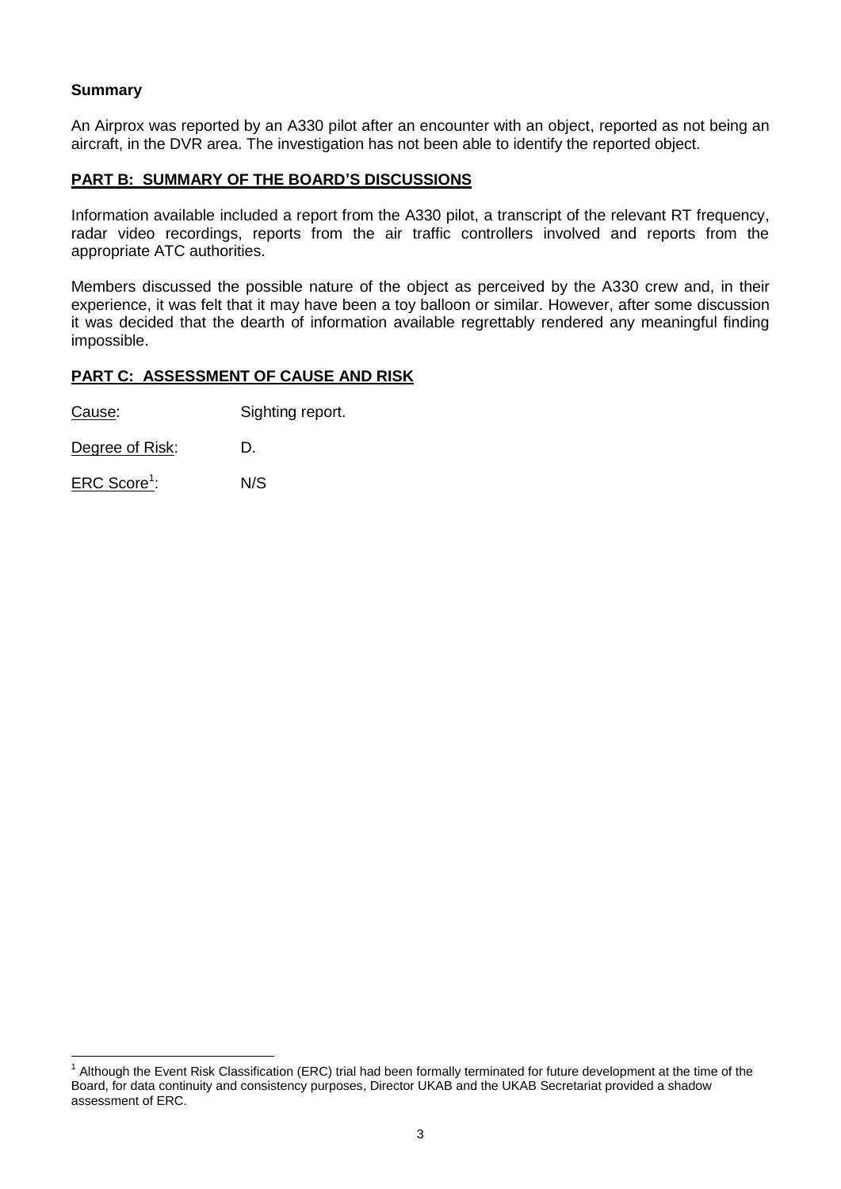**Summary**

An Airprox was reported by an A330 pilot after an encounter with an object, reported as not being an aircraft, in the DVR area. The investigation has not been able to identify the reported object.

## PART B: SUMMARY OF THE BOARD'S DISCUSSIONS

Information available included a report from the A330 pilot, a transcript of the relevant RT frequency, radar video recordings, reports from the air traffic controllers involved and reports from the appropriate ATC authorities.

Members discussed the possible nature of the object as perceived by the A330 crew and, in their experience, it was felt that it may have been a toy balloon or similar. However, after some discussion it was decided that the dearth of information available regrettably rendered any meaningful finding impossible.

## PART C: ASSESSMENT OF CAUSE AND RISK

Cause: Sighting report.

Degree of Risk: D.

ERC Score[1]: N/S

[1] Although the Event Risk Classification (ERC) trial had been formally terminated for future development at the time of the Board, for data continuity and consistency purposes, Director UKAB and the UKAB Secretariat provided a shadow assessment of ERC.